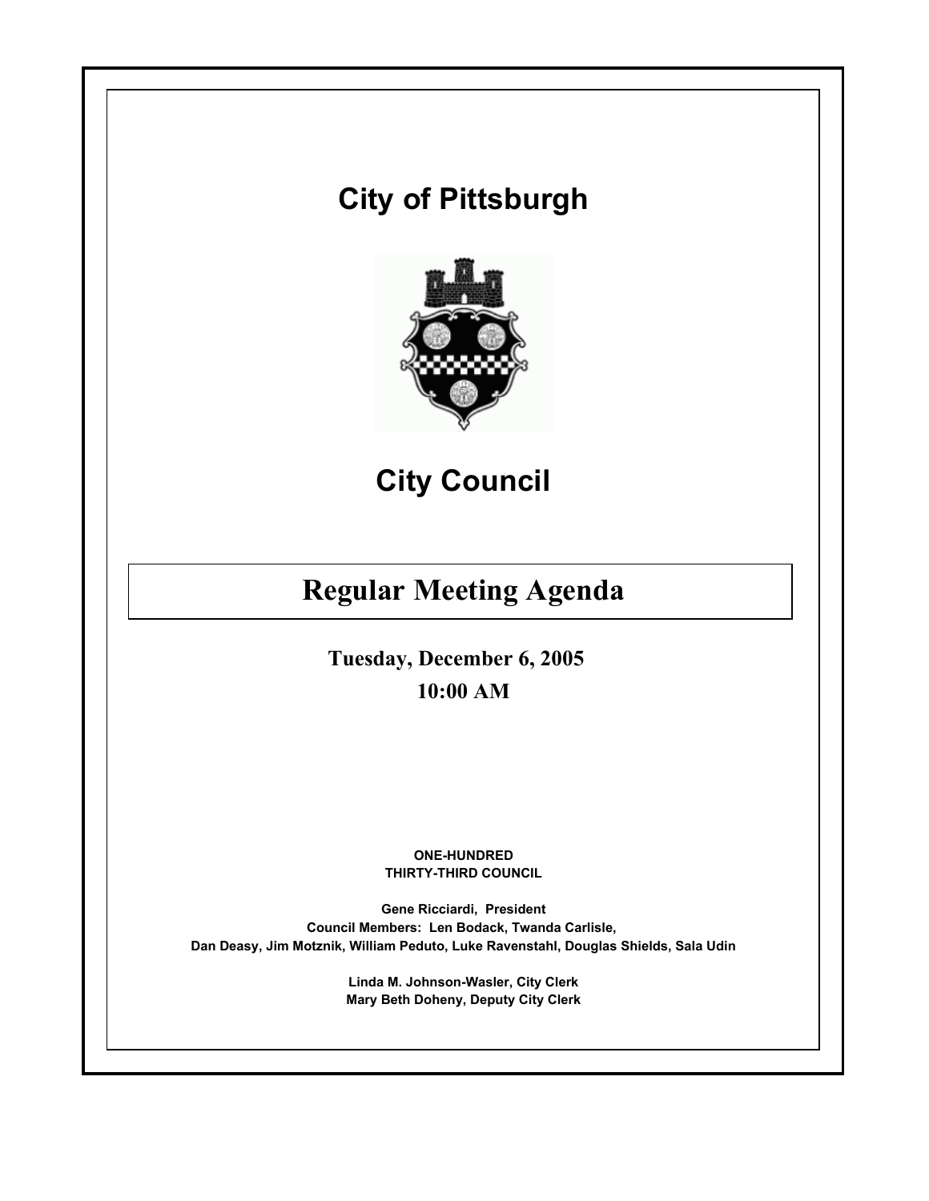# City of Pittsburgh

# City Council

## Regular Meeting Agenda

**Tuesday, December 6, 2005**

**10:00 AM**

**ONE-HUNDRED THIRTY-THIRD COUNCIL**

**Gene Ricciardi, President**

**Council Members: Len Bodack, Twanda Carlisle, Dan Deasy, Jim Motznik, William Peduto, Luke Ravenstahl, Douglas Shields, Sala Udin**

**Linda M. Johnson-Wasler, City Clerk**

**Mary Beth Doheny, Deputy City Clerk**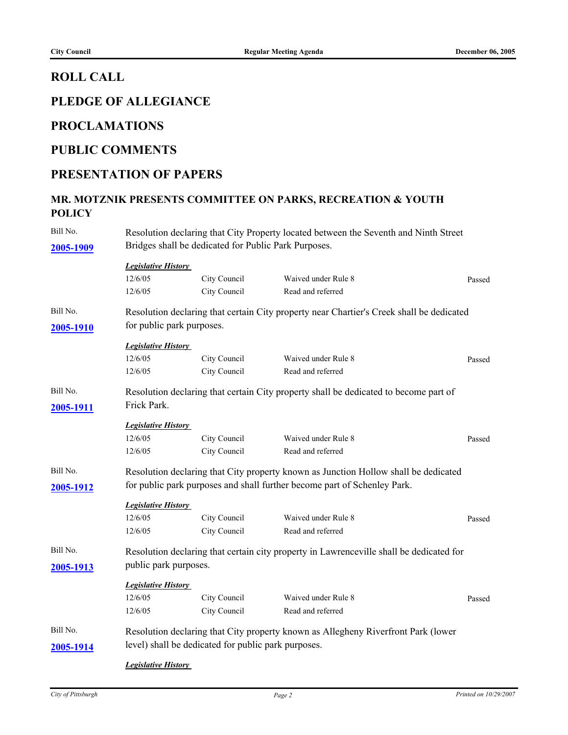## ROLL CALL

## PLEDGE OF ALLEGIANCE

## PROCLAMATIONS

## PUBLIC COMMENTS

## PRESENTATION OF PAPERS

### MR. MOTZNIK PRESENTS COMMITTEE ON PARKS, RECREATION & YOUTH POLICY

Bill No. **2005-1909**

Resolution declaring that City Property located between the Seventh and Ninth Street Bridges shall be dedicated for Public Park Purposes.

***Legislative History***

| | | | |
|---|---|---|---|
| 12/6/05 | City Council | Waived under Rule 8 | Passed |
| 12/6/05 | City Council | Read and referred | |

Bill No. **2005-1910**

Resolution declaring that certain City property near Chartier's Creek shall be dedicated for public park purposes.

***Legislative History***

| | | | |
|---|---|---|---|
| 12/6/05 | City Council | Waived under Rule 8 | Passed |
| 12/6/05 | City Council | Read and referred | |

Bill No. **2005-1911**

Resolution declaring that certain City property shall be dedicated to become part of Frick Park.

***Legislative History***

| | | | |
|---|---|---|---|
| 12/6/05 | City Council | Waived under Rule 8 | Passed |
| 12/6/05 | City Council | Read and referred | |

Bill No. **2005-1912**

Resolution declaring that City property known as Junction Hollow shall be dedicated for public park purposes and shall further become part of Schenley Park.

***Legislative History***

| | | | |
|---|---|---|---|
| 12/6/05 | City Council | Waived under Rule 8 | Passed |
| 12/6/05 | City Council | Read and referred | |

Bill No. **2005-1913**

Resolution declaring that certain city property in Lawrenceville shall be dedicated for public park purposes.

***Legislative History***

| | | | |
|---|---|---|---|
| 12/6/05 | City Council | Waived under Rule 8 | Passed |
| 12/6/05 | City Council | Read and referred | |

Bill No. **2005-1914**

Resolution declaring that City property known as Allegheny Riverfront Park (lower level) shall be dedicated for public park purposes.

***Legislative History***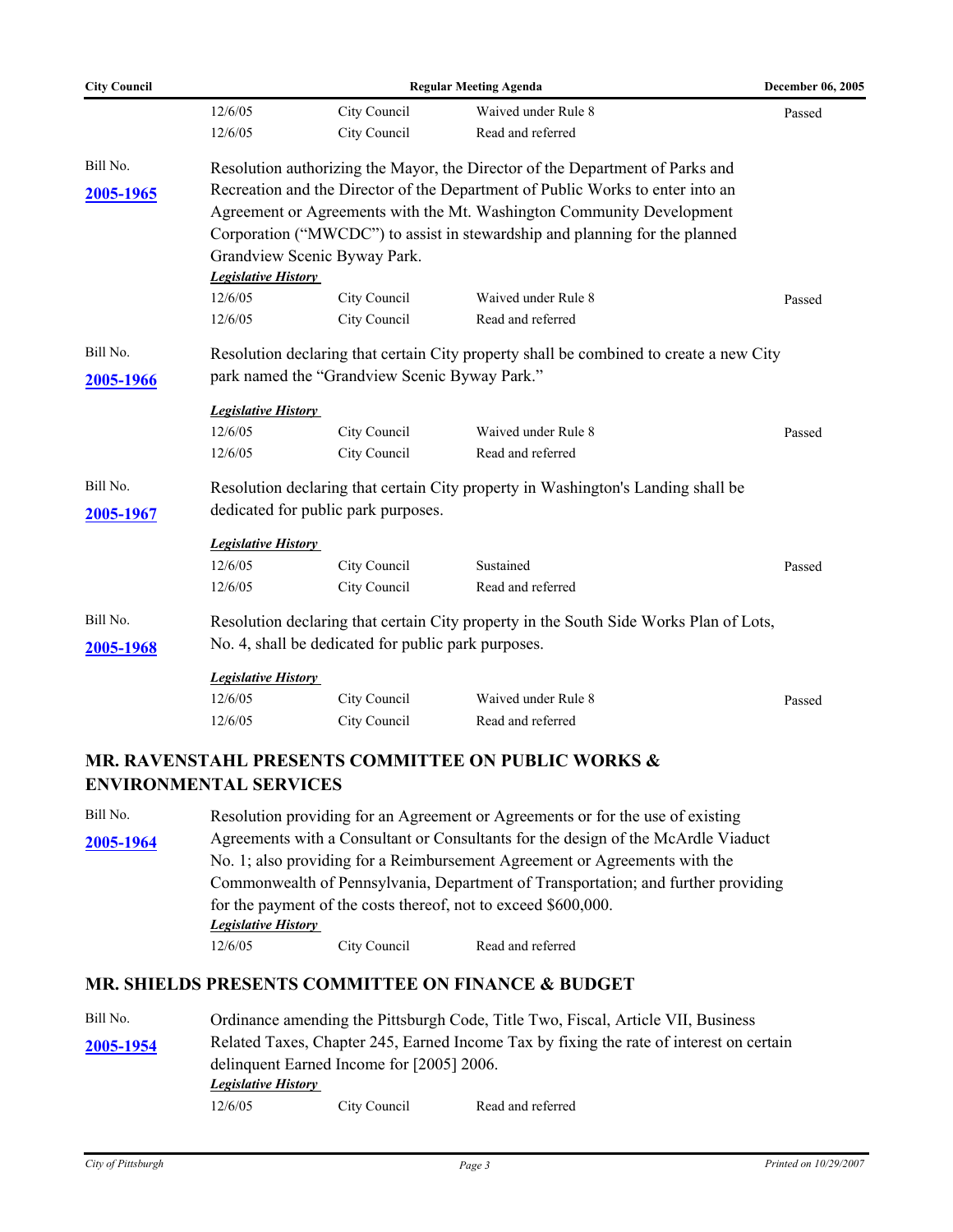| | | | |
|---|---|---|---|
| 12/6/05 | City Council | Waived under Rule 8 | Passed |
| 12/6/05 | City Council | Read and referred | |

Bill No. **2005-1965**

Resolution authorizing the Mayor, the Director of the Department of Parks and Recreation and the Director of the Department of Public Works to enter into an Agreement or Agreements with the Mt. Washington Community Development Corporation ("MWCDC") to assist in stewardship and planning for the planned Grandview Scenic Byway Park.

***Legislative History***

| | | | |
|---|---|---|---|
| 12/6/05 | City Council | Waived under Rule 8 | Passed |
| 12/6/05 | City Council | Read and referred | |

Bill No. **2005-1966**

Resolution declaring that certain City property shall be combined to create a new City park named the "Grandview Scenic Byway Park."

***Legislative History***

| | | | |
|---|---|---|---|
| 12/6/05 | City Council | Waived under Rule 8 | Passed |
| 12/6/05 | City Council | Read and referred | |

Bill No. **2005-1967**

Resolution declaring that certain City property in Washington's Landing shall be dedicated for public park purposes.

***Legislative History***

| | | | |
|---|---|---|---|
| 12/6/05 | City Council | Sustained | Passed |
| 12/6/05 | City Council | Read and referred | |

Bill No. **2005-1968**

Resolution declaring that certain City property in the South Side Works Plan of Lots, No. 4, shall be dedicated for public park purposes.

***Legislative History***

| | | | |
|---|---|---|---|
| 12/6/05 | City Council | Waived under Rule 8 | Passed |
| 12/6/05 | City Council | Read and referred | |

## MR. RAVENSTAHL PRESENTS COMMITTEE ON PUBLIC WORKS & ENVIRONMENTAL SERVICES

Bill No. **2005-1964**

Resolution providing for an Agreement or Agreements or for the use of existing Agreements with a Consultant or Consultants for the design of the McArdle Viaduct No. 1; also providing for a Reimbursement Agreement or Agreements with the Commonwealth of Pennsylvania, Department of Transportation; and further providing for the payment of the costs thereof, not to exceed $600,000.

***Legislative History***

| | | |
|---|---|---|
| 12/6/05 | City Council | Read and referred |

## MR. SHIELDS PRESENTS COMMITTEE ON FINANCE & BUDGET

Bill No. **2005-1954**

Ordinance amending the Pittsburgh Code, Title Two, Fiscal, Article VII, Business Related Taxes, Chapter 245, Earned Income Tax by fixing the rate of interest on certain delinquent Earned Income for [2005] 2006.

***Legislative History***

| | | |
|---|---|---|
| 12/6/05 | City Council | Read and referred |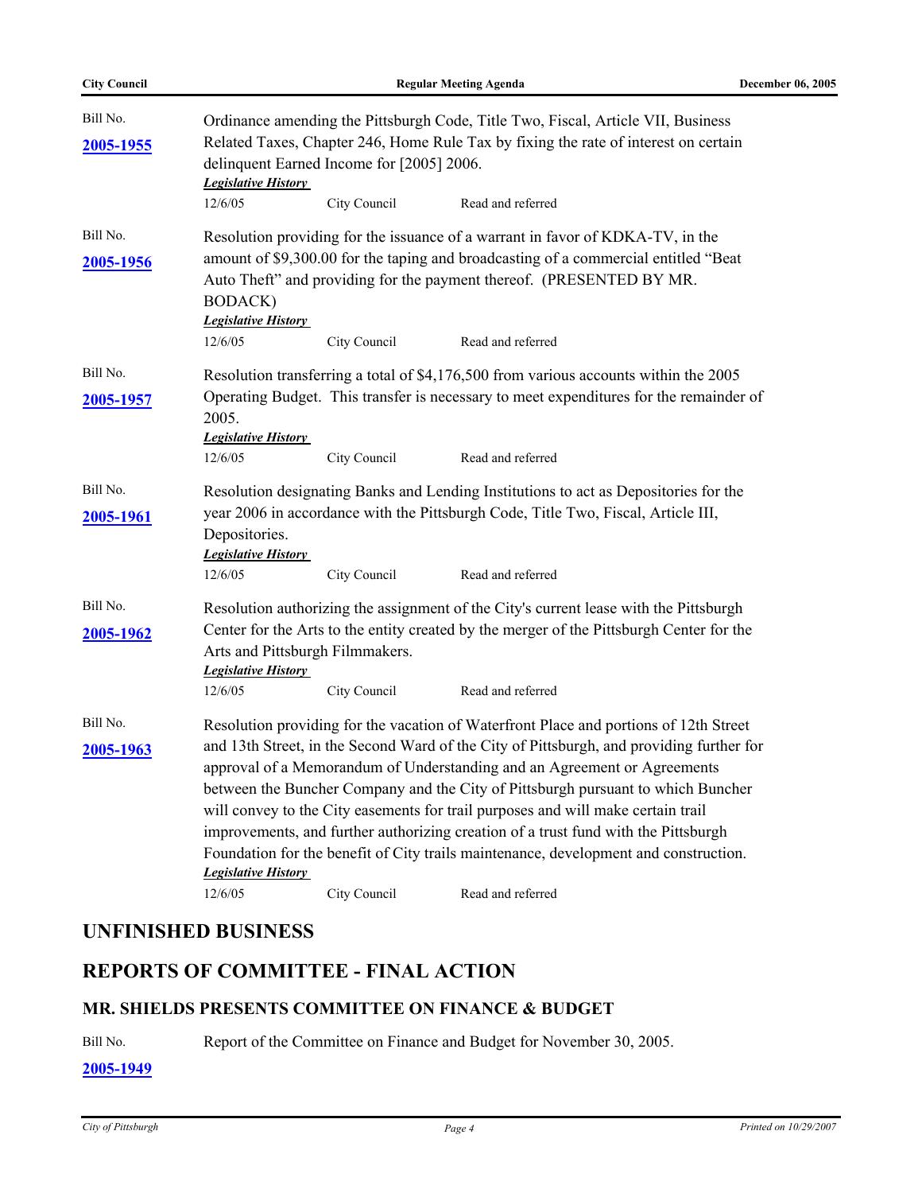Bill No.

**2005-1955**

Ordinance amending the Pittsburgh Code, Title Two, Fiscal, Article VII, Business Related Taxes, Chapter 246, Home Rule Tax by fixing the rate of interest on certain delinquent Earned Income for [2005] 2006.

***Legislative History***

| | | |
|---|---|---|
| 12/6/05 | City Council | Read and referred |

Bill No.

**2005-1956**

Resolution providing for the issuance of a warrant in favor of KDKA-TV, in the amount of $9,300.00 for the taping and broadcasting of a commercial entitled "Beat Auto Theft" and providing for the payment thereof. (PRESENTED BY MR. BODACK)

***Legislative History***

| | | |
|---|---|---|
| 12/6/05 | City Council | Read and referred |

Bill No.

**2005-1957**

Resolution transferring a total of $4,176,500 from various accounts within the 2005 Operating Budget. This transfer is necessary to meet expenditures for the remainder of 2005.

***Legislative History***

| | | |
|---|---|---|
| 12/6/05 | City Council | Read and referred |

Bill No.

**2005-1961**

Resolution designating Banks and Lending Institutions to act as Depositories for the year 2006 in accordance with the Pittsburgh Code, Title Two, Fiscal, Article III, Depositories.

***Legislative History***

| | | |
|---|---|---|
| 12/6/05 | City Council | Read and referred |

Bill No.

**2005-1962**

Resolution authorizing the assignment of the City's current lease with the Pittsburgh Center for the Arts to the entity created by the merger of the Pittsburgh Center for the Arts and Pittsburgh Filmmakers.

***Legislative History***

| | | |
|---|---|---|
| 12/6/05 | City Council | Read and referred |

Bill No.

**2005-1963**

Resolution providing for the vacation of Waterfront Place and portions of 12th Street and 13th Street, in the Second Ward of the City of Pittsburgh, and providing further for approval of a Memorandum of Understanding and an Agreement or Agreements between the Buncher Company and the City of Pittsburgh pursuant to which Buncher will convey to the City easements for trail purposes and will make certain trail improvements, and further authorizing creation of a trust fund with the Pittsburgh Foundation for the benefit of City trails maintenance, development and construction.

***Legislative History***

| | | |
|---|---|---|
| 12/6/05 | City Council | Read and referred |

## UNFINISHED BUSINESS

## REPORTS OF COMMITTEE - FINAL ACTION

### MR. SHIELDS PRESENTS COMMITTEE ON FINANCE & BUDGET

Bill No.

**2005-1949**

Report of the Committee on Finance and Budget for November 30, 2005.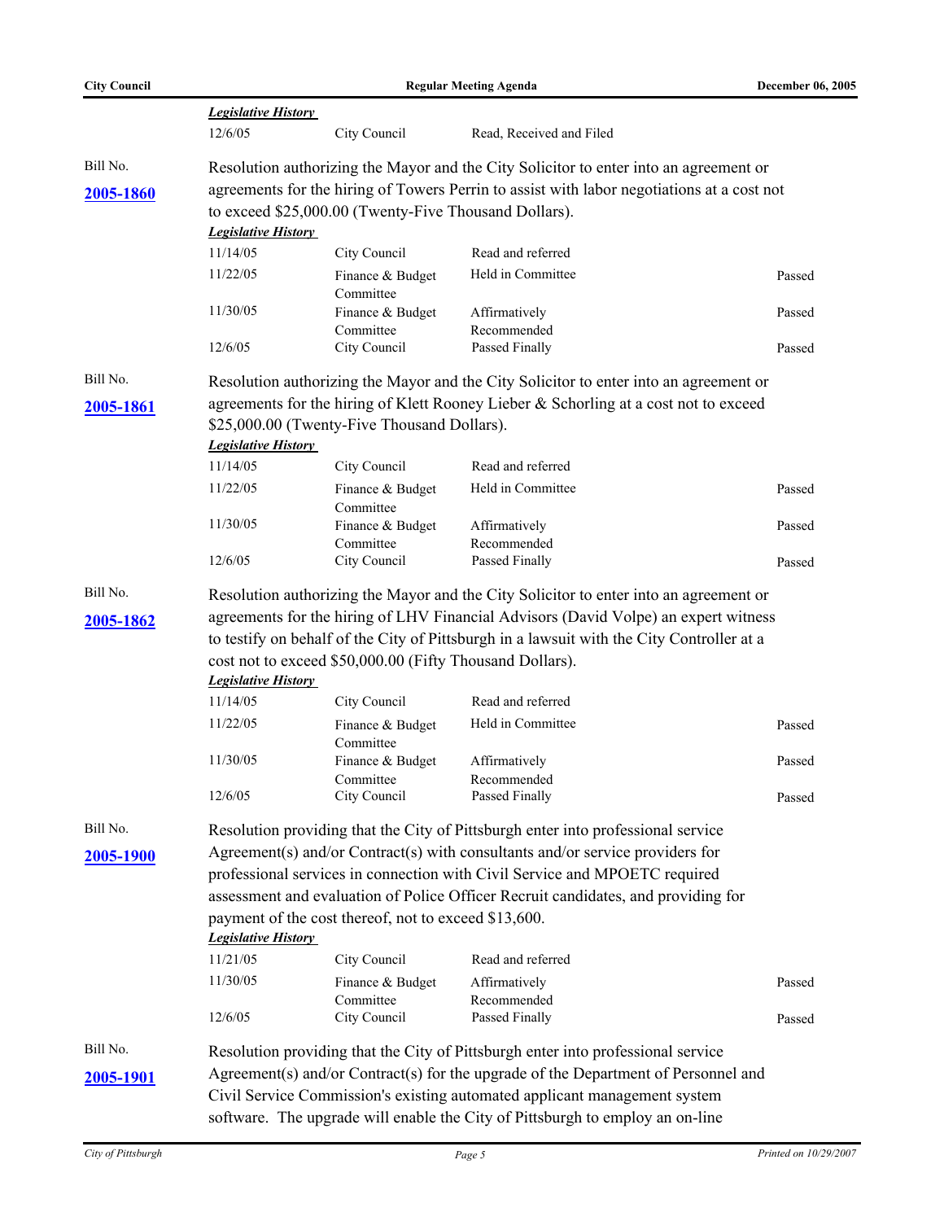***Legislative History***

| | | | |
|---|---|---|---|
| 12/6/05 | City Council | Read, Received and Filed | |

Bill No.

**2005-1860**

Resolution authorizing the Mayor and the City Solicitor to enter into an agreement or agreements for the hiring of Towers Perrin to assist with labor negotiations at a cost not to exceed $25,000.00 (Twenty-Five Thousand Dollars).

***Legislative History***

| | | | |
|---|---|---|---|
| 11/14/05 | City Council | Read and referred | |
| 11/22/05 | Finance & Budget Committee | Held in Committee | Passed |
| 11/30/05 | Finance & Budget Committee | Affirmatively Recommended | Passed |
| 12/6/05 | City Council | Passed Finally | Passed |

Bill No.

**2005-1861**

Resolution authorizing the Mayor and the City Solicitor to enter into an agreement or agreements for the hiring of Klett Rooney Lieber & Schorling at a cost not to exceed $25,000.00 (Twenty-Five Thousand Dollars).

***Legislative History***

| | | | |
|---|---|---|---|
| 11/14/05 | City Council | Read and referred | |
| 11/22/05 | Finance & Budget Committee | Held in Committee | Passed |
| 11/30/05 | Finance & Budget Committee | Affirmatively Recommended | Passed |
| 12/6/05 | City Council | Passed Finally | Passed |

Bill No.

**2005-1862**

Resolution authorizing the Mayor and the City Solicitor to enter into an agreement or agreements for the hiring of LHV Financial Advisors (David Volpe) an expert witness to testify on behalf of the City of Pittsburgh in a lawsuit with the City Controller at a cost not to exceed $50,000.00 (Fifty Thousand Dollars).

***Legislative History***

| | | | |
|---|---|---|---|
| 11/14/05 | City Council | Read and referred | |
| 11/22/05 | Finance & Budget Committee | Held in Committee | Passed |
| 11/30/05 | Finance & Budget Committee | Affirmatively Recommended | Passed |
| 12/6/05 | City Council | Passed Finally | Passed |

Bill No.

**2005-1900**

Resolution providing that the City of Pittsburgh enter into professional service Agreement(s) and/or Contract(s) with consultants and/or service providers for professional services in connection with Civil Service and MPOETC required assessment and evaluation of Police Officer Recruit candidates, and providing for payment of the cost thereof, not to exceed $13,600.

***Legislative History***

| | | | |
|---|---|---|---|
| 11/21/05 | City Council | Read and referred | |
| 11/30/05 | Finance & Budget Committee | Affirmatively Recommended | Passed |
| 12/6/05 | City Council | Passed Finally | Passed |

Bill No.

**2005-1901**

Resolution providing that the City of Pittsburgh enter into professional service Agreement(s) and/or Contract(s) for the upgrade of the Department of Personnel and Civil Service Commission's existing automated applicant management system software. The upgrade will enable the City of Pittsburgh to employ an on-line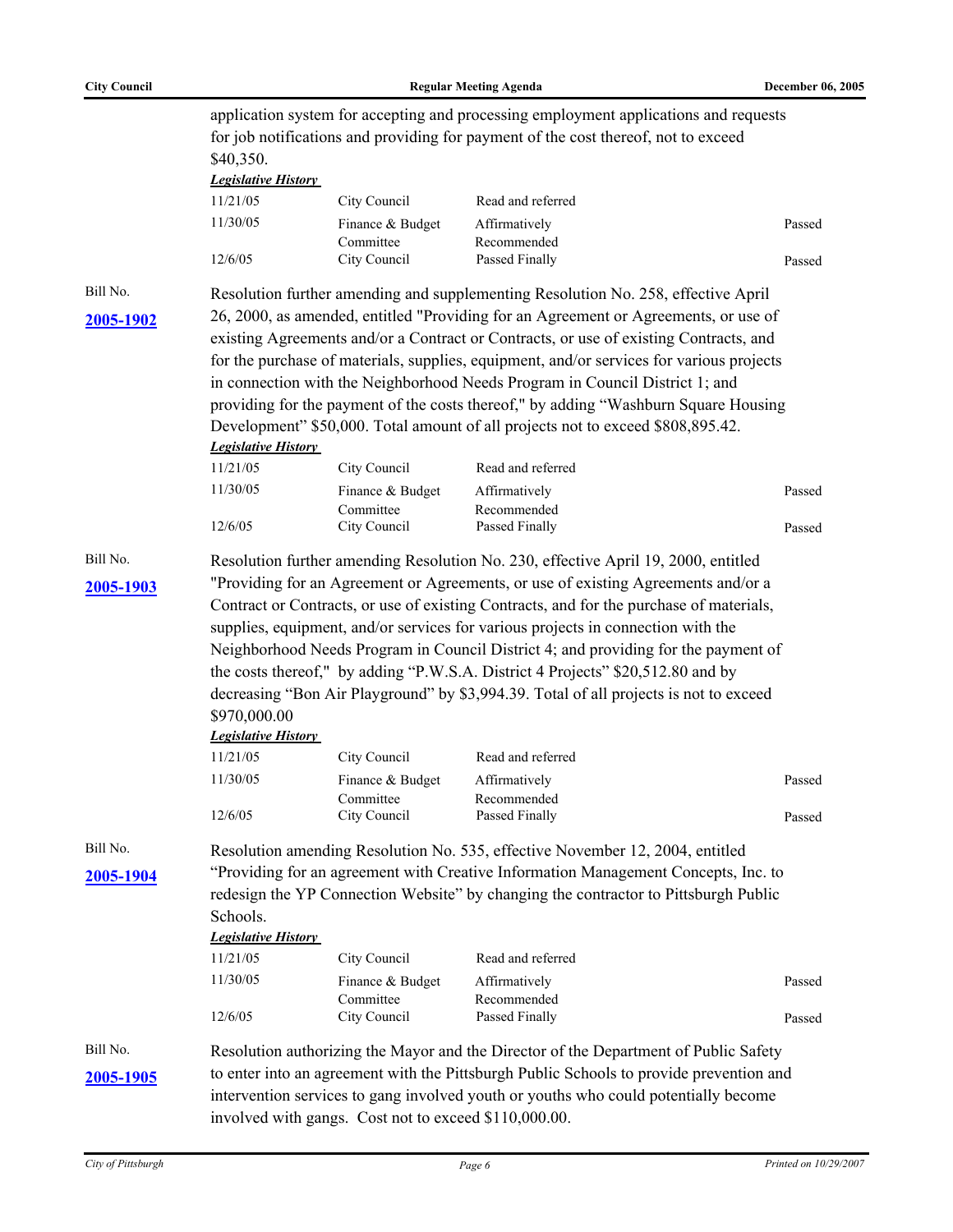application system for accepting and processing employment applications and requests for job notifications and providing for payment of the cost thereof, not to exceed $40,350.

***Legislative History***

| | | | |
|---|---|---|---|
| 11/21/05 | City Council | Read and referred | |
| 11/30/05 | Finance & Budget Committee | Affirmatively Recommended | Passed |
| 12/6/05 | City Council | Passed Finally | Passed |

Bill No. **2005-1902**

Resolution further amending and supplementing Resolution No. 258, effective April 26, 2000, as amended, entitled "Providing for an Agreement or Agreements, or use of existing Agreements and/or a Contract or Contracts, or use of existing Contracts, and for the purchase of materials, supplies, equipment, and/or services for various projects in connection with the Neighborhood Needs Program in Council District 1; and providing for the payment of the costs thereof," by adding "Washburn Square Housing Development" $50,000. Total amount of all projects not to exceed $808,895.42.

***Legislative History***

| | | | |
|---|---|---|---|
| 11/21/05 | City Council | Read and referred | |
| 11/30/05 | Finance & Budget Committee | Affirmatively Recommended | Passed |
| 12/6/05 | City Council | Passed Finally | Passed |

Bill No. **2005-1903**

Resolution further amending Resolution No. 230, effective April 19, 2000, entitled "Providing for an Agreement or Agreements, or use of existing Agreements and/or a Contract or Contracts, or use of existing Contracts, and for the purchase of materials, supplies, equipment, and/or services for various projects in connection with the Neighborhood Needs Program in Council District 4; and providing for the payment of the costs thereof," by adding "P.W.S.A. District 4 Projects" $20,512.80 and by decreasing "Bon Air Playground" by $3,994.39. Total of all projects is not to exceed $970,000.00

***Legislative History***

| | | | |
|---|---|---|---|
| 11/21/05 | City Council | Read and referred | |
| 11/30/05 | Finance & Budget Committee | Affirmatively Recommended | Passed |
| 12/6/05 | City Council | Passed Finally | Passed |

Bill No. **2005-1904**

Resolution amending Resolution No. 535, effective November 12, 2004, entitled "Providing for an agreement with Creative Information Management Concepts, Inc. to redesign the YP Connection Website" by changing the contractor to Pittsburgh Public Schools.

***Legislative History***

| | | | |
|---|---|---|---|
| 11/21/05 | City Council | Read and referred | |
| 11/30/05 | Finance & Budget Committee | Affirmatively Recommended | Passed |
| 12/6/05 | City Council | Passed Finally | Passed |

Bill No. **2005-1905**

Resolution authorizing the Mayor and the Director of the Department of Public Safety to enter into an agreement with the Pittsburgh Public Schools to provide prevention and intervention services to gang involved youth or youths who could potentially become involved with gangs. Cost not to exceed $110,000.00.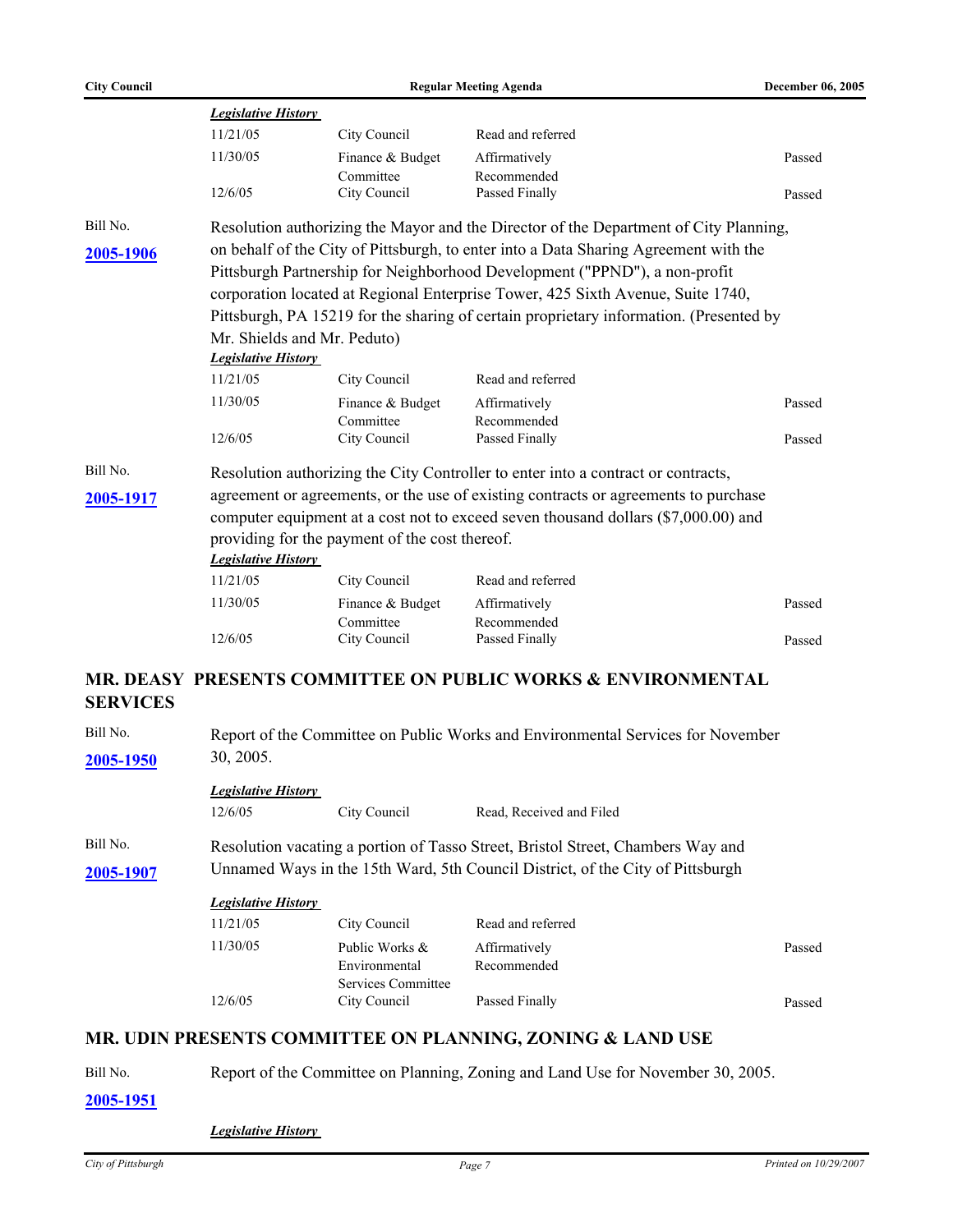***Legislative History***

| | | | |
|---|---|---|---|
| 11/21/05 | City Council | Read and referred | |
| 11/30/05 | Finance & Budget Committee | Affirmatively Recommended | Passed |
| 12/6/05 | City Council | Passed Finally | Passed |

Bill No. **2005-1906**

Resolution authorizing the Mayor and the Director of the Department of City Planning, on behalf of the City of Pittsburgh, to enter into a Data Sharing Agreement with the Pittsburgh Partnership for Neighborhood Development ("PPND"), a non-profit corporation located at Regional Enterprise Tower, 425 Sixth Avenue, Suite 1740, Pittsburgh, PA 15219 for the sharing of certain proprietary information. (Presented by Mr. Shields and Mr. Peduto)

***Legislative History***

| | | | |
|---|---|---|---|
| 11/21/05 | City Council | Read and referred | |
| 11/30/05 | Finance & Budget Committee | Affirmatively Recommended | Passed |
| 12/6/05 | City Council | Passed Finally | Passed |

Bill No. **2005-1917**

Resolution authorizing the City Controller to enter into a contract or contracts, agreement or agreements, or the use of existing contracts or agreements to purchase computer equipment at a cost not to exceed seven thousand dollars ($7,000.00) and providing for the payment of the cost thereof.

***Legislative History***

| | | | |
|---|---|---|---|
| 11/21/05 | City Council | Read and referred | |
| 11/30/05 | Finance & Budget Committee | Affirmatively Recommended | Passed |
| 12/6/05 | City Council | Passed Finally | Passed |

## MR. DEASY PRESENTS COMMITTEE ON PUBLIC WORKS & ENVIRONMENTAL SERVICES

Bill No. **2005-1950**

Report of the Committee on Public Works and Environmental Services for November 30, 2005.

***Legislative History***

| | | |
|---|---|---|
| 12/6/05 | City Council | Read, Received and Filed |

Bill No. **2005-1907**

Resolution vacating a portion of Tasso Street, Bristol Street, Chambers Way and Unnamed Ways in the 15th Ward, 5th Council District, of the City of Pittsburgh

***Legislative History***

| | | | |
|---|---|---|---|
| 11/21/05 | City Council | Read and referred | |
| 11/30/05 | Public Works & Environmental Services Committee | Affirmatively Recommended | Passed |
| 12/6/05 | City Council | Passed Finally | Passed |

## MR. UDIN PRESENTS COMMITTEE ON PLANNING, ZONING & LAND USE

Bill No. **2005-1951**

Report of the Committee on Planning, Zoning and Land Use for November 30, 2005.

***Legislative History***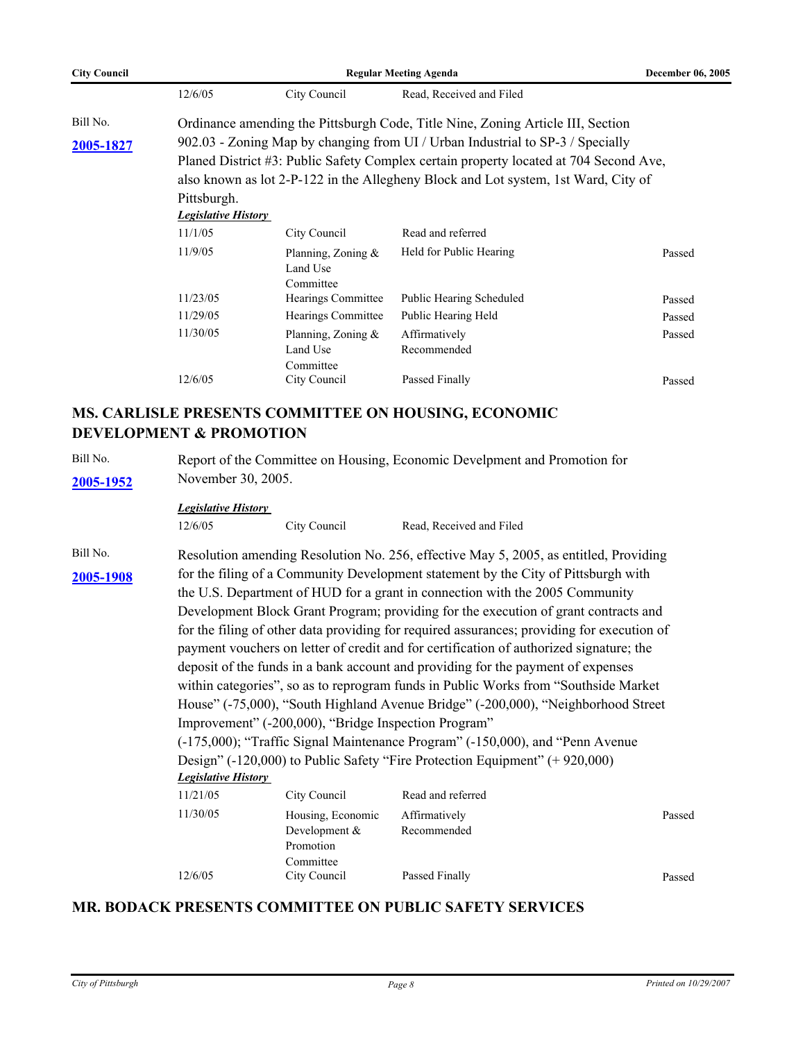| | | | |
|---|---|---|---|
| 12/6/05 | City Council | Read, Received and Filed | |

Bill No. **2005-1827**

Ordinance amending the Pittsburgh Code, Title Nine, Zoning Article III, Section 902.03 - Zoning Map by changing from UI / Urban Industrial to SP-3 / Specially Planed District #3: Public Safety Complex certain property located at 704 Second Ave, also known as lot 2-P-122 in the Allegheny Block and Lot system, 1st Ward, City of Pittsburgh.

***Legislative History***

| | | | |
|---|---|---|---|
| 11/1/05 | City Council | Read and referred | |
| 11/9/05 | Planning, Zoning & Land Use Committee | Held for Public Hearing | Passed |
| 11/23/05 | Hearings Committee | Public Hearing Scheduled | Passed |
| 11/29/05 | Hearings Committee | Public Hearing Held | Passed |
| 11/30/05 | Planning, Zoning & Land Use Committee | Affirmatively Recommended | Passed |
| 12/6/05 | City Council | Passed Finally | Passed |

## MS. CARLISLE PRESENTS COMMITTEE ON HOUSING, ECONOMIC DEVELOPMENT & PROMOTION

Bill No. **2005-1952**

Report of the Committee on Housing, Economic Develpment and Promotion for November 30, 2005.

***Legislative History***

| | | | |
|---|---|---|---|
| 12/6/05 | City Council | Read, Received and Filed | |

Bill No. **2005-1908**

Resolution amending Resolution No. 256, effective May 5, 2005, as entitled, Providing for the filing of a Community Development statement by the City of Pittsburgh with the U.S. Department of HUD for a grant in connection with the 2005 Community Development Block Grant Program; providing for the execution of grant contracts and for the filing of other data providing for required assurances; providing for execution of payment vouchers on letter of credit and for certification of authorized signature; the deposit of the funds in a bank account and providing for the payment of expenses within categories", so as to reprogram funds in Public Works from "Southside Market House" (-75,000), "South Highland Avenue Bridge" (-200,000), "Neighborhood Street Improvement" (-200,000), "Bridge Inspection Program" (-175,000); "Traffic Signal Maintenance Program" (-150,000), and "Penn Avenue Design" (-120,000) to Public Safety "Fire Protection Equipment" (+ 920,000)

***Legislative History***

| | | | |
|---|---|---|---|
| 11/21/05 | City Council | Read and referred | |
| 11/30/05 | Housing, Economic Development & Promotion Committee | Affirmatively Recommended | Passed |
| 12/6/05 | City Council | Passed Finally | Passed |

## MR. BODACK PRESENTS COMMITTEE ON PUBLIC SAFETY SERVICES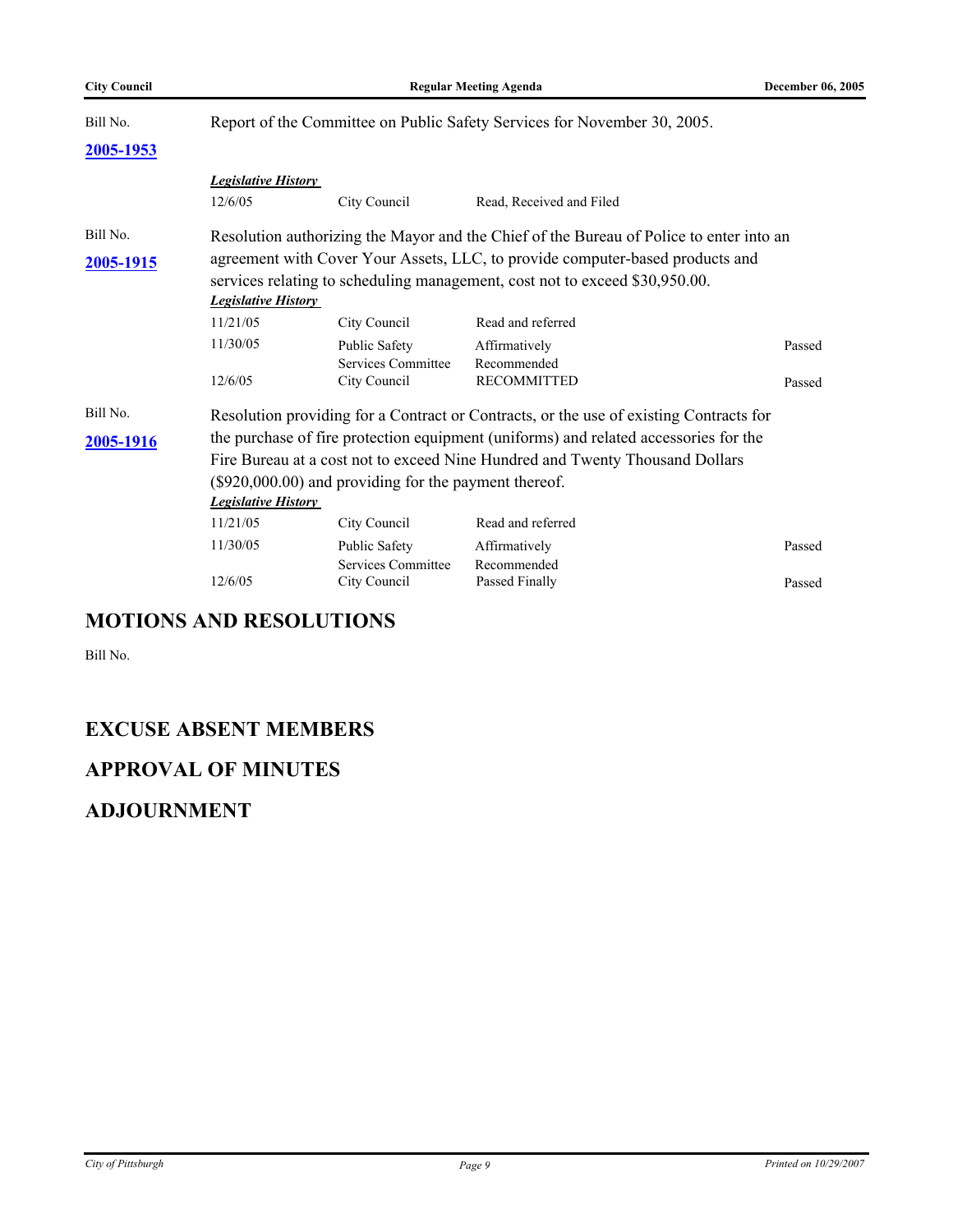Bill No.

**2005-1953**

Report of the Committee on Public Safety Services for November 30, 2005.

***Legislative History***

| | | | |
|---|---|---|---|
| 12/6/05 | City Council | Read, Received and Filed | |

Bill No.

**2005-1915**

Resolution authorizing the Mayor and the Chief of the Bureau of Police to enter into an agreement with Cover Your Assets, LLC, to provide computer-based products and services relating to scheduling management, cost not to exceed $30,950.00.

***Legislative History***

| | | | |
|---|---|---|---|
| 11/21/05 | City Council | Read and referred | |
| 11/30/05 | Public Safety Services Committee | Affirmatively Recommended | Passed |
| 12/6/05 | City Council | RECOMMITTED | Passed |

Bill No.

**2005-1916**

Resolution providing for a Contract or Contracts, or the use of existing Contracts for the purchase of fire protection equipment (uniforms) and related accessories for the Fire Bureau at a cost not to exceed Nine Hundred and Twenty Thousand Dollars ($920,000.00) and providing for the payment thereof.

***Legislative History***

| | | | |
|---|---|---|---|
| 11/21/05 | City Council | Read and referred | |
| 11/30/05 | Public Safety Services Committee | Affirmatively Recommended | Passed |
| 12/6/05 | City Council | Passed Finally | Passed |

## MOTIONS AND RESOLUTIONS

Bill No.

## EXCUSE ABSENT MEMBERS

## APPROVAL OF MINUTES

## ADJOURNMENT